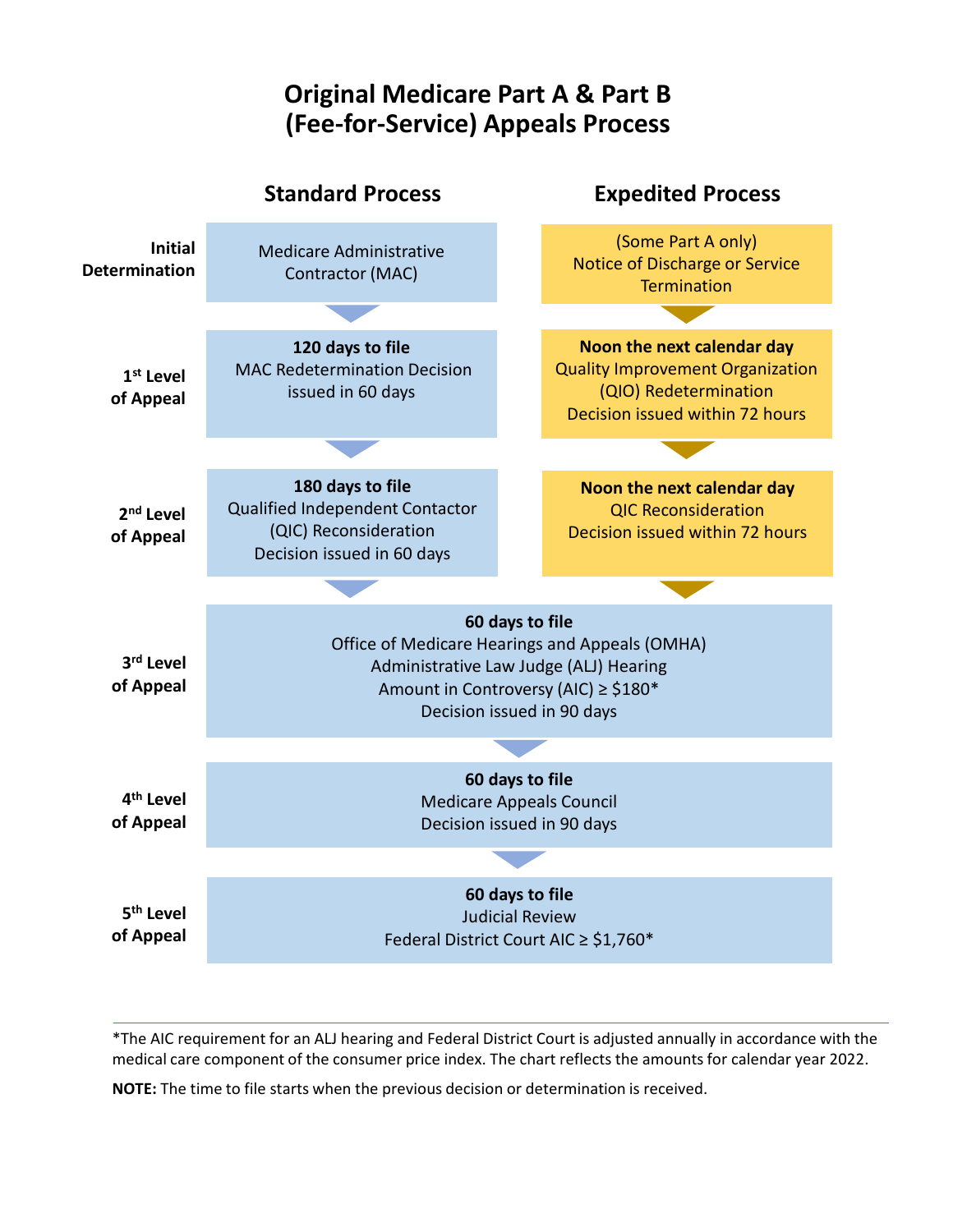# Original Medicare Part A & Part B (Fee-for-Service) Appeals Process

| | Standard Process | Expedited Process |
|---|---|---|
| **Initial Determination** | Medicare Administrative Contractor (MAC) | (Some Part A only) Notice of Discharge or Service Termination |
| **1st Level of Appeal** | **120 days to file** MAC Redetermination Decision issued in 60 days | **Noon the next calendar day** Quality Improvement Organization (QIO) Redetermination Decision issued within 72 hours |
| **2nd Level of Appeal** | **180 days to file** Qualified Independent Contactor (QIC) Reconsideration Decision issued in 60 days | **Noon the next calendar day** QIC Reconsideration Decision issued within 72 hours |
| **3rd Level of Appeal** | **60 days to file** Office of Medicare Hearings and Appeals (OMHA) Administrative Law Judge (ALJ) Hearing Amount in Controversy (AIC) ≥ $180* Decision issued in 90 days | |
| **4th Level of Appeal** | **60 days to file** Medicare Appeals Council Decision issued in 90 days | |
| **5th Level of Appeal** | **60 days to file** Judicial Review Federal District Court AIC ≥ $1,760* | |

*The AIC requirement for an ALJ hearing and Federal District Court is adjusted annually in accordance with the medical care component of the consumer price index. The chart reflects the amounts for calendar year 2022.

**NOTE:** The time to file starts when the previous decision or determination is received.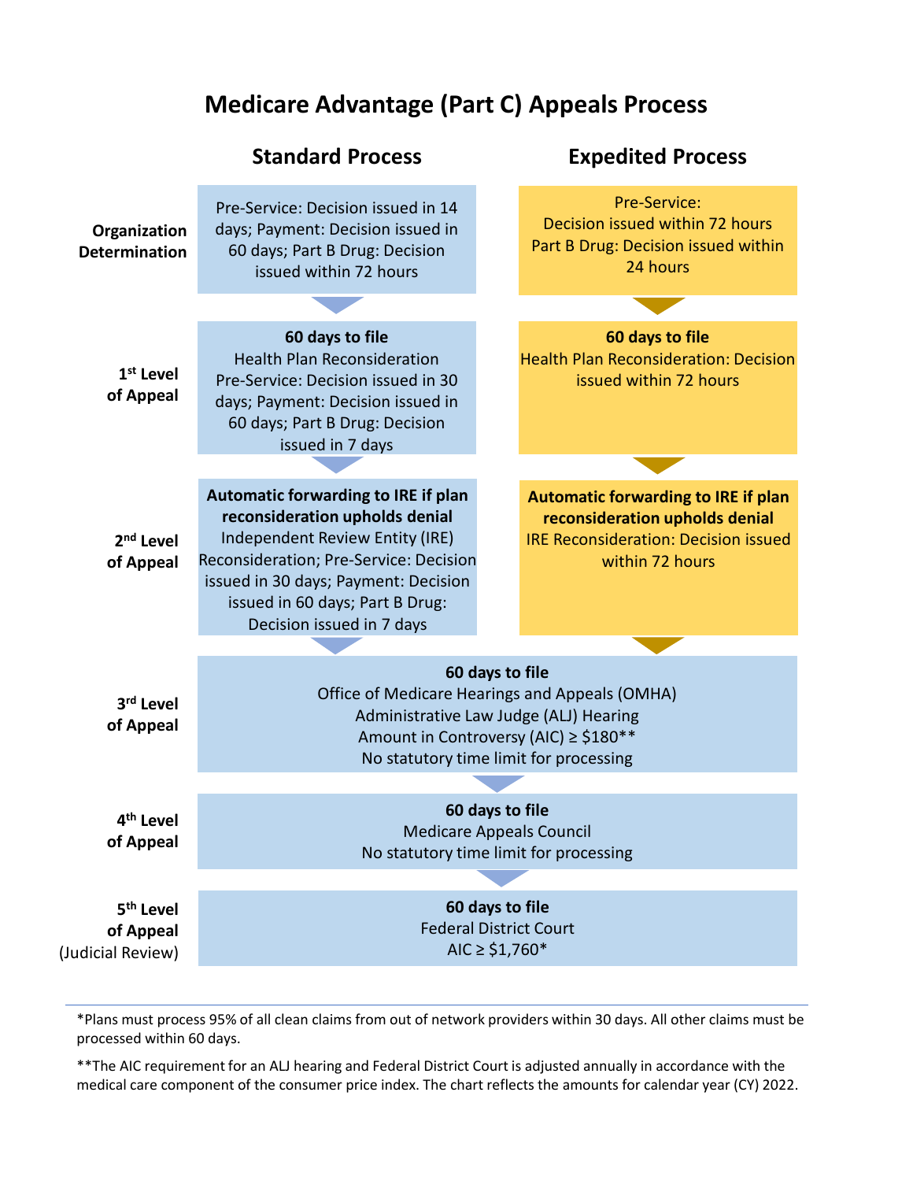# Medicare Advantage (Part C) Appeals Process

| | Standard Process | Expedited Process |
|---|---|---|
| **Organization Determination** | Pre-Service: Decision issued in 14 days; Payment: Decision issued in 60 days; Part B Drug: Decision issued within 72 hours | Pre-Service: Decision issued within 72 hours Part B Drug: Decision issued within 24 hours |
| **1st Level of Appeal** | **60 days to file** Health Plan Reconsideration Pre-Service: Decision issued in 30 days; Payment: Decision issued in 60 days; Part B Drug: Decision issued in 7 days | **60 days to file** Health Plan Reconsideration: Decision issued within 72 hours |
| **2nd Level of Appeal** | **Automatic forwarding to IRE if plan reconsideration upholds denial** Independent Review Entity (IRE) Reconsideration; Pre-Service: Decision issued in 30 days; Payment: Decision issued in 60 days; Part B Drug: Decision issued in 7 days | **Automatic forwarding to IRE if plan reconsideration upholds denial** IRE Reconsideration: Decision issued within 72 hours |
| **3rd Level of Appeal** | **60 days to file** Office of Medicare Hearings and Appeals (OMHA) Administrative Law Judge (ALJ) Hearing Amount in Controversy (AIC) ≥ $180** No statutory time limit for processing | |
| **4th Level of Appeal** | **60 days to file** Medicare Appeals Council No statutory time limit for processing | |
| **5th Level of Appeal** (Judicial Review) | **60 days to file** Federal District Court AIC ≥ $1,760* | |

---

*Plans must process 95% of all clean claims from out of network providers within 30 days. All other claims must be processed within 60 days.

**The AIC requirement for an ALJ hearing and Federal District Court is adjusted annually in accordance with the medical care component of the consumer price index. The chart reflects the amounts for calendar year (CY) 2022.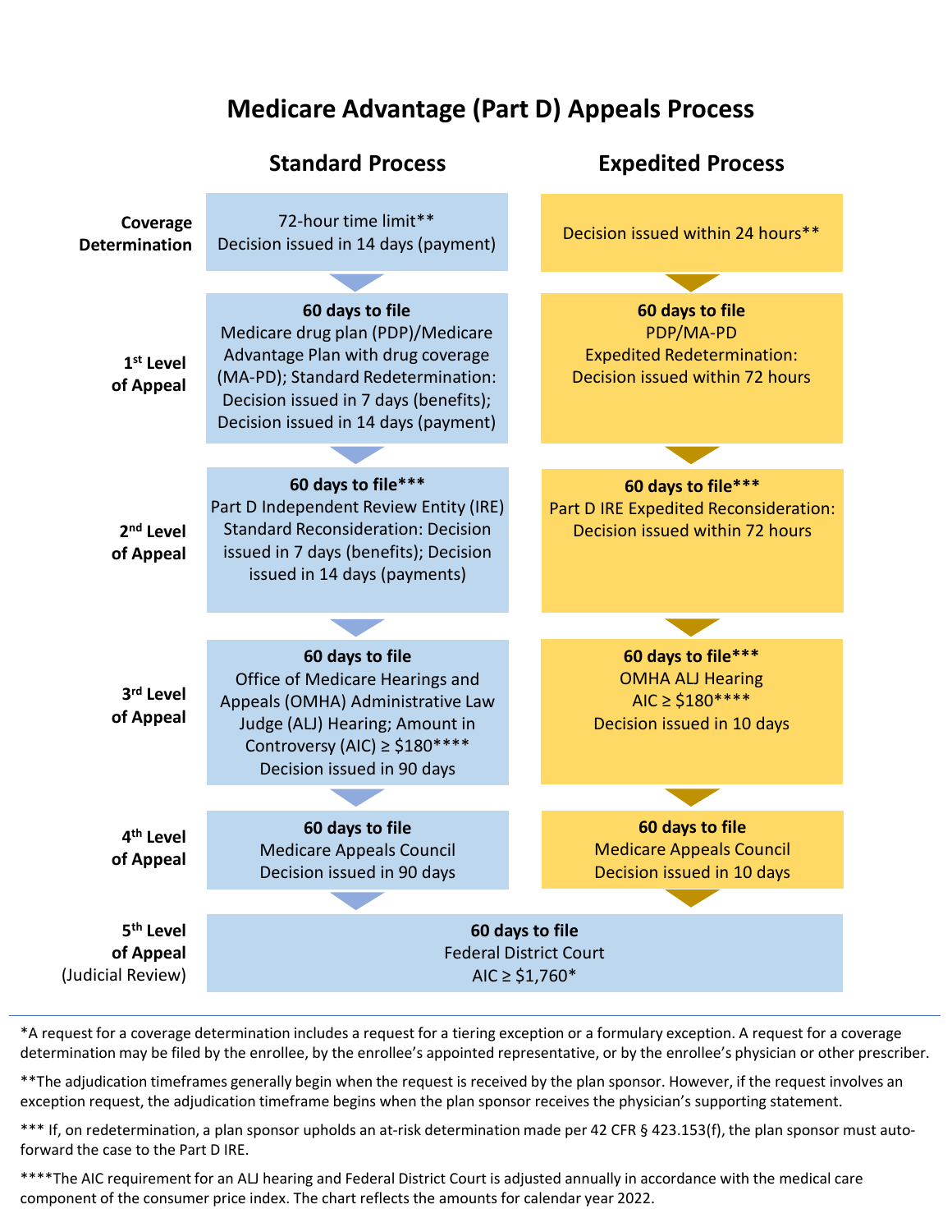# Medicare Advantage (Part D) Appeals Process

| | Standard Process | Expedited Process |
|---|---|---|
| **Coverage Determination** | 72-hour time limit** Decision issued in 14 days (payment) | Decision issued within 24 hours** |
| **1st Level of Appeal** | **60 days to file** Medicare drug plan (PDP)/Medicare Advantage Plan with drug coverage (MA-PD); Standard Redetermination: Decision issued in 7 days (benefits); Decision issued in 14 days (payment) | **60 days to file** PDP/MA-PD Expedited Redetermination: Decision issued within 72 hours |
| **2nd Level of Appeal** | **60 days to file*** ** Part D Independent Review Entity (IRE) Standard Reconsideration: Decision issued in 7 days (benefits); Decision issued in 14 days (payments) | **60 days to file*** ** Part D IRE Expedited Reconsideration: Decision issued within 72 hours |
| **3rd Level of Appeal** | **60 days to file** Office of Medicare Hearings and Appeals (OMHA) Administrative Law Judge (ALJ) Hearing; Amount in Controversy (AIC) ≥ $180**** Decision issued in 90 days | **60 days to file*** ** OMHA ALJ Hearing AIC ≥ $180**** Decision issued in 10 days |
| **4th Level of Appeal** | **60 days to file** Medicare Appeals Council Decision issued in 90 days | **60 days to file** Medicare Appeals Council Decision issued in 10 days |
| **5th Level of Appeal** (Judicial Review) | **60 days to file** Federal District Court AIC ≥ $1,760* | |

*A request for a coverage determination includes a request for a tiering exception or a formulary exception. A request for a coverage determination may be filed by the enrollee, by the enrollee's appointed representative, or by the enrollee's physician or other prescriber.

**The adjudication timeframes generally begin when the request is received by the plan sponsor. However, if the request involves an exception request, the adjudication timeframe begins when the plan sponsor receives the physician's supporting statement.

*** If, on redetermination, a plan sponsor upholds an at-risk determination made per 42 CFR § 423.153(f), the plan sponsor must auto-forward the case to the Part D IRE.

****The AIC requirement for an ALJ hearing and Federal District Court is adjusted annually in accordance with the medical care component of the consumer price index. The chart reflects the amounts for calendar year 2022.